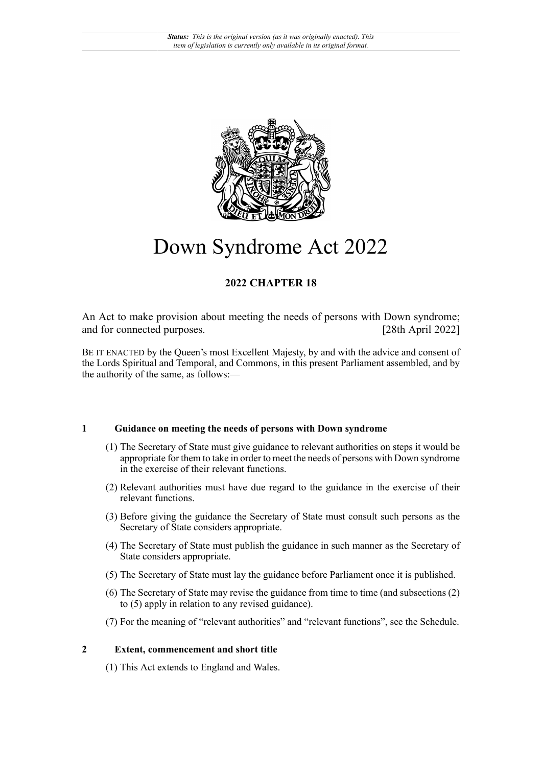*Status: This is the original version (as it was originally enacted). This item of legislation is currently only available in its original format.*

# Down Syndrome Act 2022

**2022 CHAPTER 18**

An Act to make provision about meeting the needs of persons with Down syndrome; and for connected purposes. [28th April 2022]

BE IT ENACTED by the Queen's most Excellent Majesty, by and with the advice and consent of the Lords Spiritual and Temporal, and Commons, in this present Parliament assembled, and by the authority of the same, as follows:—

### 1 Guidance on meeting the needs of persons with Down syndrome

(1) The Secretary of State must give guidance to relevant authorities on steps it would be appropriate for them to take in order to meet the needs of persons with Down syndrome in the exercise of their relevant functions.

(2) Relevant authorities must have due regard to the guidance in the exercise of their relevant functions.

(3) Before giving the guidance the Secretary of State must consult such persons as the Secretary of State considers appropriate.

(4) The Secretary of State must publish the guidance in such manner as the Secretary of State considers appropriate.

(5) The Secretary of State must lay the guidance before Parliament once it is published.

(6) The Secretary of State may revise the guidance from time to time (and subsections (2) to (5) apply in relation to any revised guidance).

(7) For the meaning of "relevant authorities" and "relevant functions", see the Schedule.

### 2 Extent, commencement and short title

(1) This Act extends to England and Wales.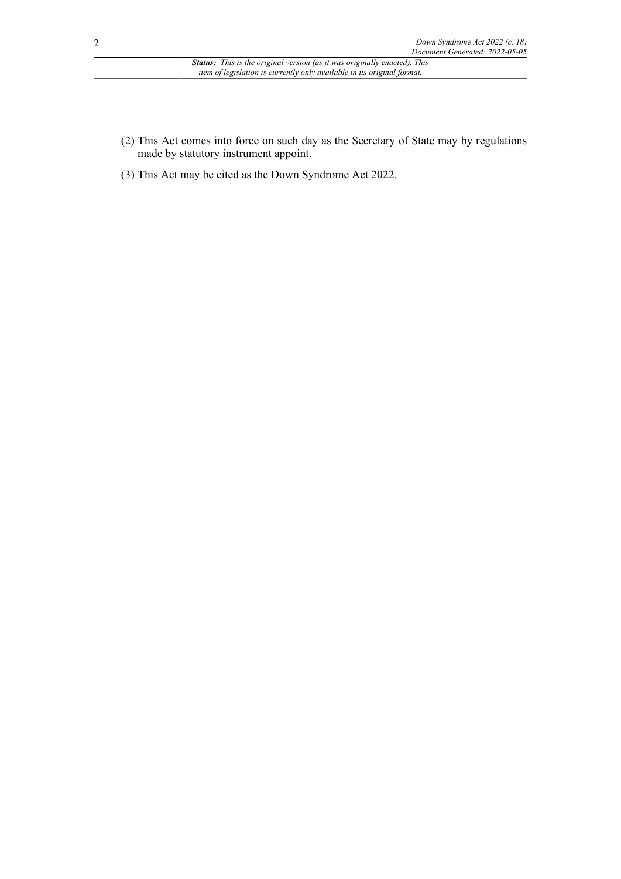(2) This Act comes into force on such day as the Secretary of State may by regulations made by statutory instrument appoint.

(3) This Act may be cited as the Down Syndrome Act 2022.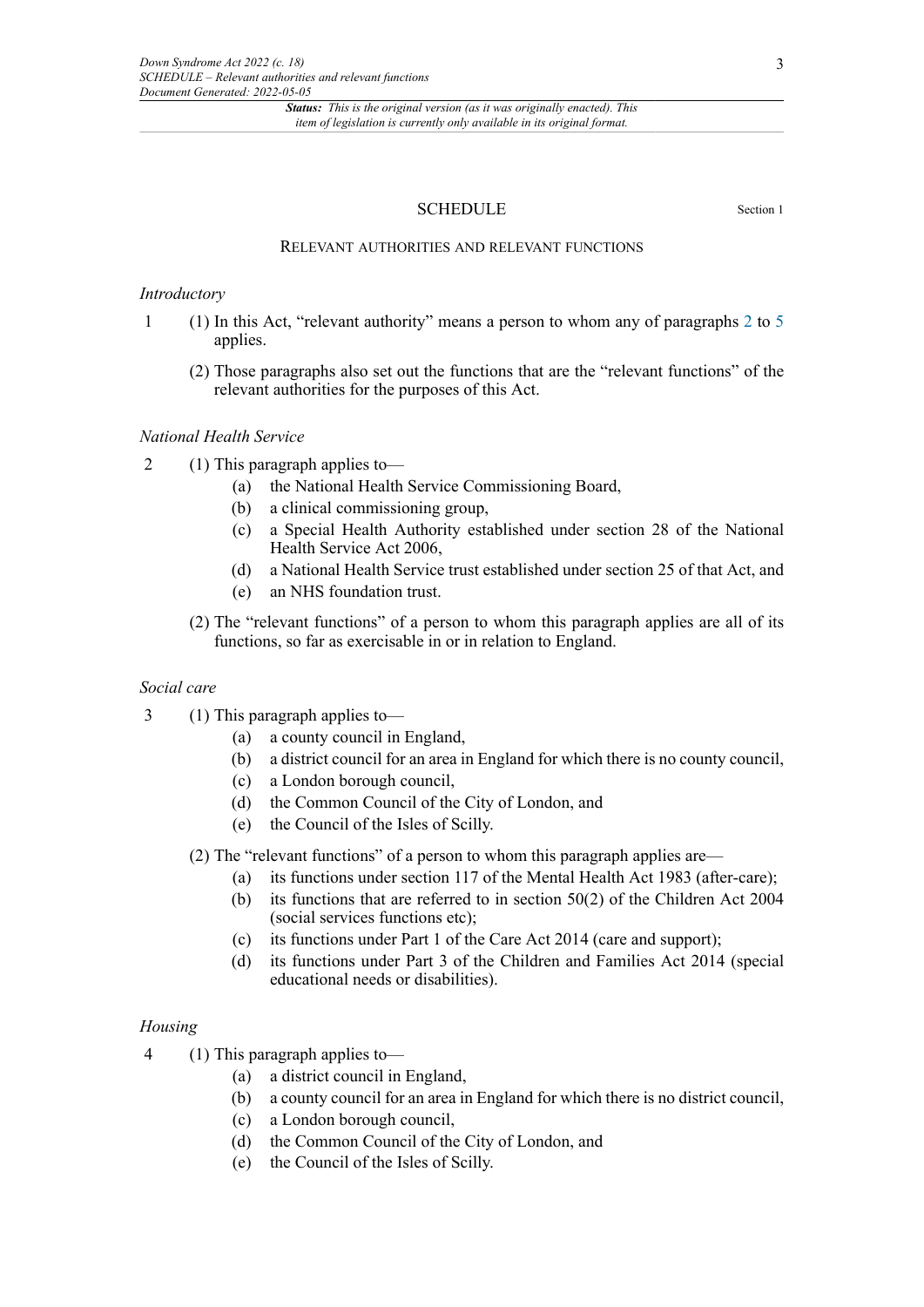# SCHEDULE

Section 1

## Relevant authorities and relevant functions

*Introductory*

1 (1) In this Act, "relevant authority" means a person to whom any of paragraphs 2 to 5 applies.

(2) Those paragraphs also set out the functions that are the "relevant functions" of the relevant authorities for the purposes of this Act.

*National Health Service*

2 (1) This paragraph applies to—

(a) the National Health Service Commissioning Board,

(b) a clinical commissioning group,

(c) a Special Health Authority established under section 28 of the National Health Service Act 2006,

(d) a National Health Service trust established under section 25 of that Act, and

(e) an NHS foundation trust.

(2) The "relevant functions" of a person to whom this paragraph applies are all of its functions, so far as exercisable in or in relation to England.

*Social care*

3 (1) This paragraph applies to—

(a) a county council in England,

(b) a district council for an area in England for which there is no county council,

(c) a London borough council,

(d) the Common Council of the City of London, and

(e) the Council of the Isles of Scilly.

(2) The "relevant functions" of a person to whom this paragraph applies are—

(a) its functions under section 117 of the Mental Health Act 1983 (after-care);

(b) its functions that are referred to in section 50(2) of the Children Act 2004 (social services functions etc);

(c) its functions under Part 1 of the Care Act 2014 (care and support);

(d) its functions under Part 3 of the Children and Families Act 2014 (special educational needs or disabilities).

*Housing*

4 (1) This paragraph applies to—

(a) a district council in England,

(b) a county council for an area in England for which there is no district council,

(c) a London borough council,

(d) the Common Council of the City of London, and

(e) the Council of the Isles of Scilly.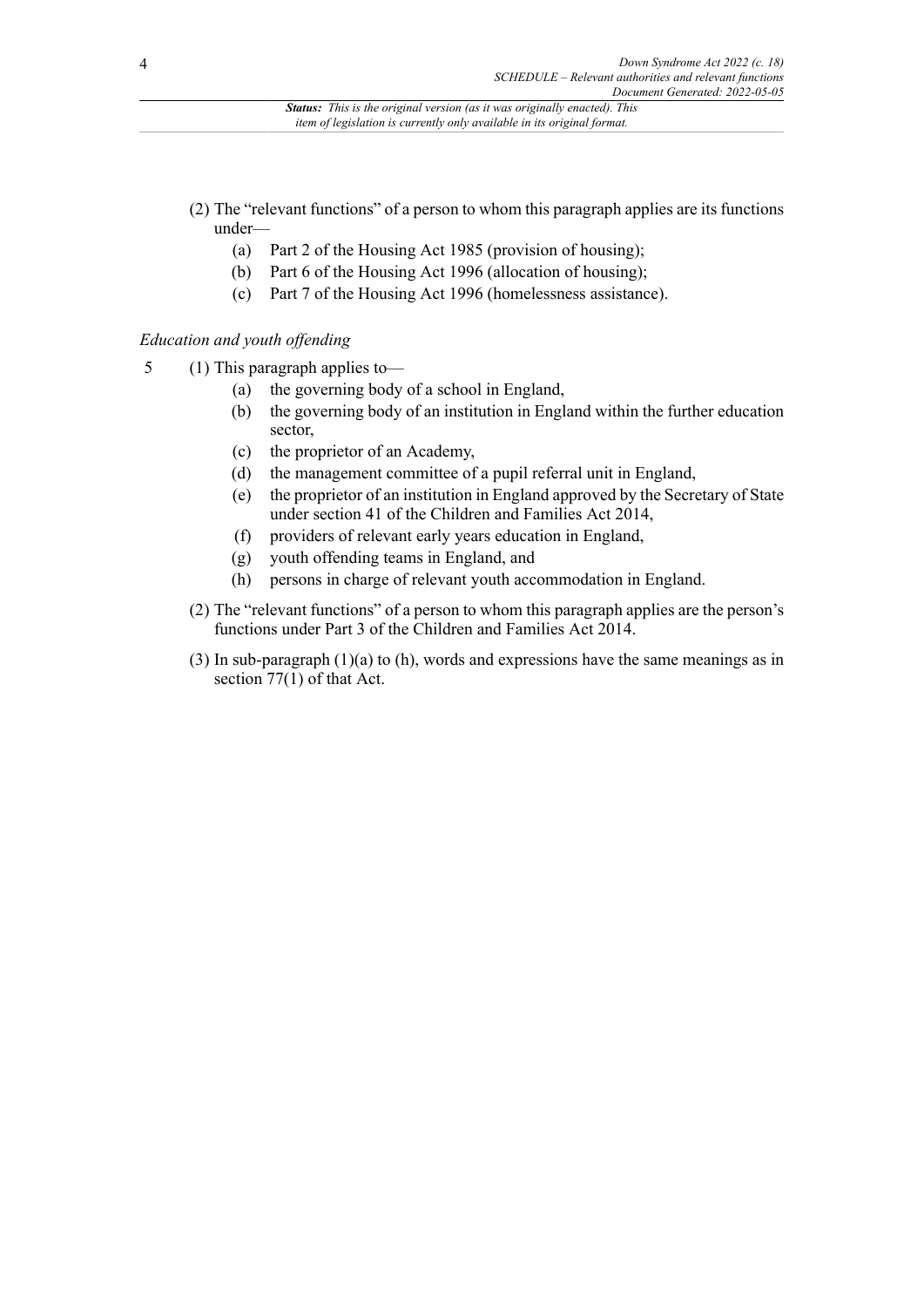(2) The "relevant functions" of a person to whom this paragraph applies are its functions under—

   (a) Part 2 of the Housing Act 1985 (provision of housing);

   (b) Part 6 of the Housing Act 1996 (allocation of housing);

   (c) Part 7 of the Housing Act 1996 (homelessness assistance).

*Education and youth offending*

5 (1) This paragraph applies to—

   (a) the governing body of a school in England,

   (b) the governing body of an institution in England within the further education sector,

   (c) the proprietor of an Academy,

   (d) the management committee of a pupil referral unit in England,

   (e) the proprietor of an institution in England approved by the Secretary of State under section 41 of the Children and Families Act 2014,

   (f) providers of relevant early years education in England,

   (g) youth offending teams in England, and

   (h) persons in charge of relevant youth accommodation in England.

(2) The "relevant functions" of a person to whom this paragraph applies are the person's functions under Part 3 of the Children and Families Act 2014.

(3) In sub-paragraph (1)(a) to (h), words and expressions have the same meanings as in section 77(1) of that Act.